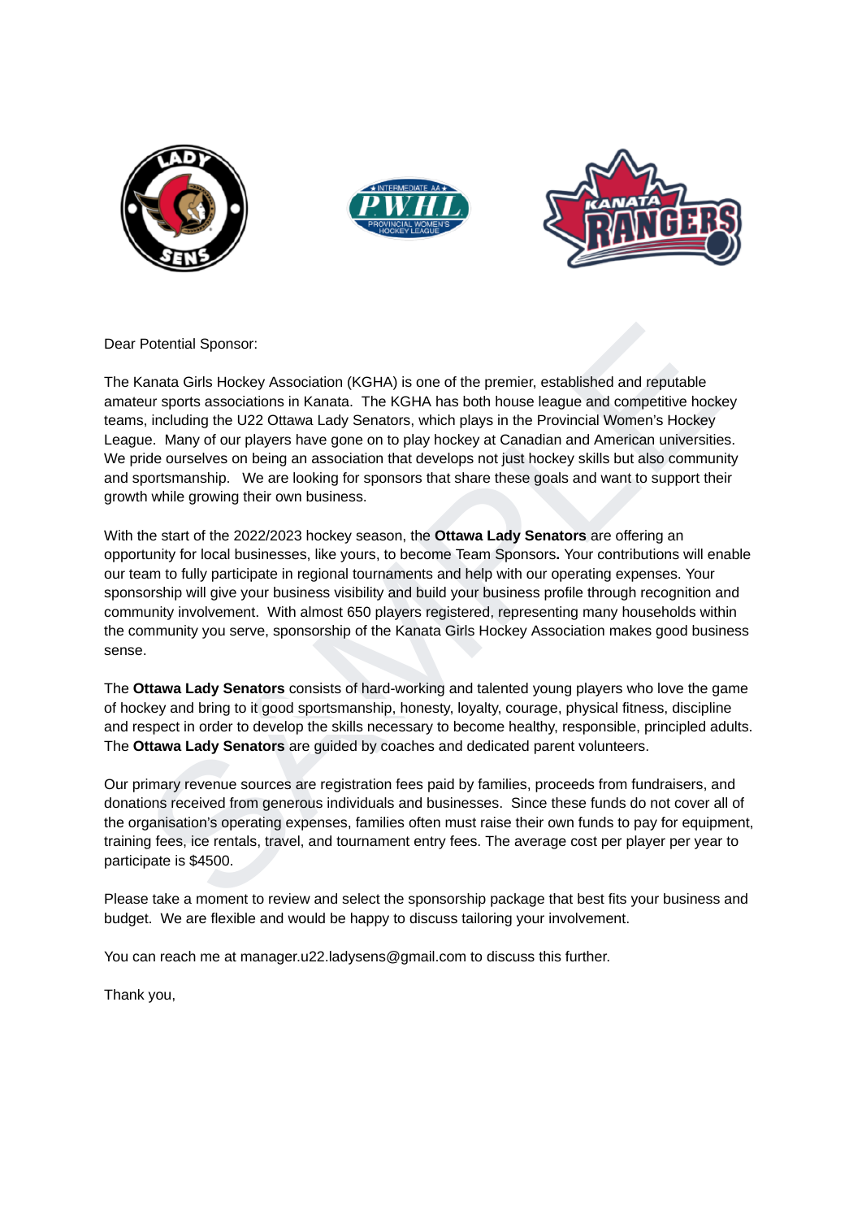Dear Potential Sponsor:

The Kanata Girls Hockey Association (KGHA) is one of the premier, established and reputable amateur sports associations in Kanata. The KGHA has both house league and competitive hockey teams, including the U22 Ottawa Lady Senators, which plays in the Provincial Women's Hockey League. Many of our players have gone on to play hockey at Canadian and American universities. We pride ourselves on being an association that develops not just hockey skills but also community and sportsmanship. We are looking for sponsors that share these goals and want to support their growth while growing their own business.

With the start of the 2022/2023 hockey season, the **Ottawa Lady Senators** are offering an opportunity for local businesses, like yours, to become Team Sponsors**.** Your contributions will enable our team to fully participate in regional tournaments and help with our operating expenses. Your sponsorship will give your business visibility and build your business profile through recognition and community involvement. With almost 650 players registered, representing many households within the community you serve, sponsorship of the Kanata Girls Hockey Association makes good business sense.

The **Ottawa Lady Senators** consists of hard-working and talented young players who love the game of hockey and bring to it good sportsmanship, honesty, loyalty, courage, physical fitness, discipline and respect in order to develop the skills necessary to become healthy, responsible, principled adults. The **Ottawa Lady Senators** are guided by coaches and dedicated parent volunteers.

Our primary revenue sources are registration fees paid by families, proceeds from fundraisers, and donations received from generous individuals and businesses. Since these funds do not cover all of the organisation's operating expenses, families often must raise their own funds to pay for equipment, training fees, ice rentals, travel, and tournament entry fees. The average cost per player per year to participate is $4500.

Please take a moment to review and select the sponsorship package that best fits your business and budget. We are flexible and would be happy to discuss tailoring your involvement.

You can reach me at manager.u22.ladysens@gmail.com to discuss this further.

Thank you,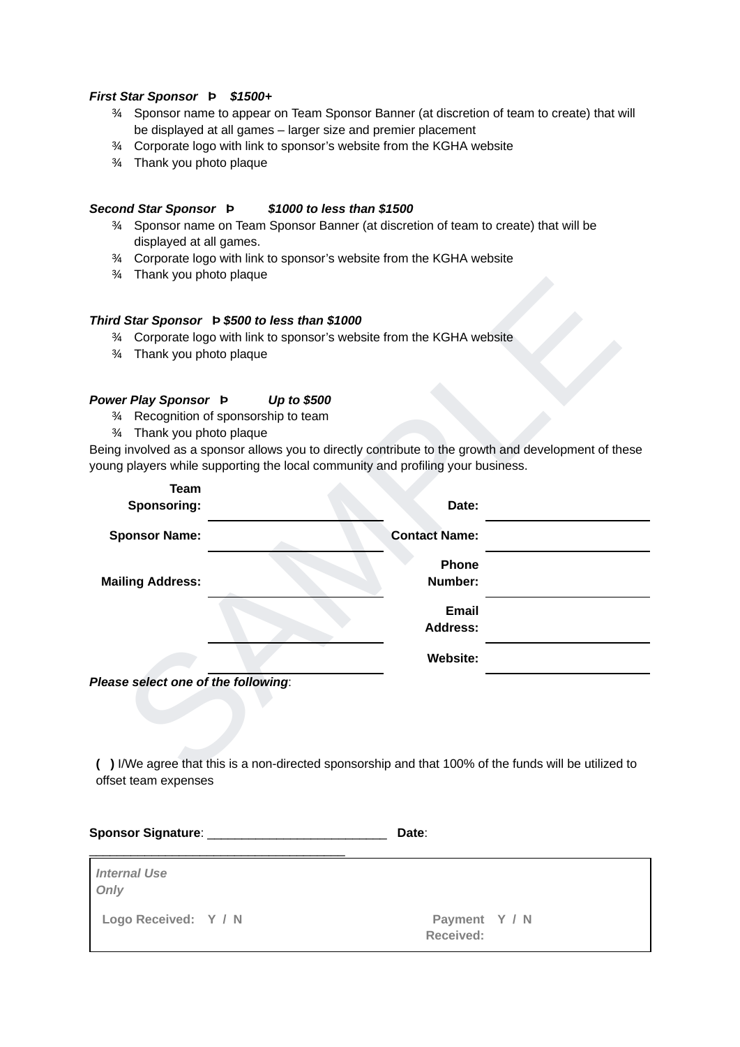***First Star Sponsor* Þ *$1500+***

- ¾ Sponsor name to appear on Team Sponsor Banner (at discretion of team to create) that will be displayed at all games – larger size and premier placement
- ¾ Corporate logo with link to sponsor's website from the KGHA website
- ¾ Thank you photo plaque

***Second Star Sponsor* Þ *$1000 to less than $1500***

- ¾ Sponsor name on Team Sponsor Banner (at discretion of team to create) that will be displayed at all games.
- ¾ Corporate logo with link to sponsor's website from the KGHA website
- ¾ Thank you photo plaque

***Third Star Sponsor* Þ *$500 to less than $1000***

- ¾ Corporate logo with link to sponsor's website from the KGHA website
- ¾ Thank you photo plaque

***Power Play Sponsor* Þ *Up to $500***

- ¾ Recognition of sponsorship to team
- ¾ Thank you photo plaque

Being involved as a sponsor allows you to directly contribute to the growth and development of these young players while supporting the local community and profiling your business.

| | | | |
|---|---|---|---|
| **Team Sponsoring:** | | **Date:** | |
| **Sponsor Name:** | | **Contact Name:** | |
| **Mailing Address:** | | **Phone Number:** | |
| | | **Email Address:** | |
| | | **Website:** | |

***Please select one of the following***:

**( )** I/We agree that this is a non-directed sponsorship and that 100% of the funds will be utilized to offset team expenses

**Sponsor Signature**: _________________________ **Date**: ____________________________________

| | |
|---|---|
| ***Internal Use Only*** | |
| **Logo Received: Y / N** | **Payment Received: Y / N** |